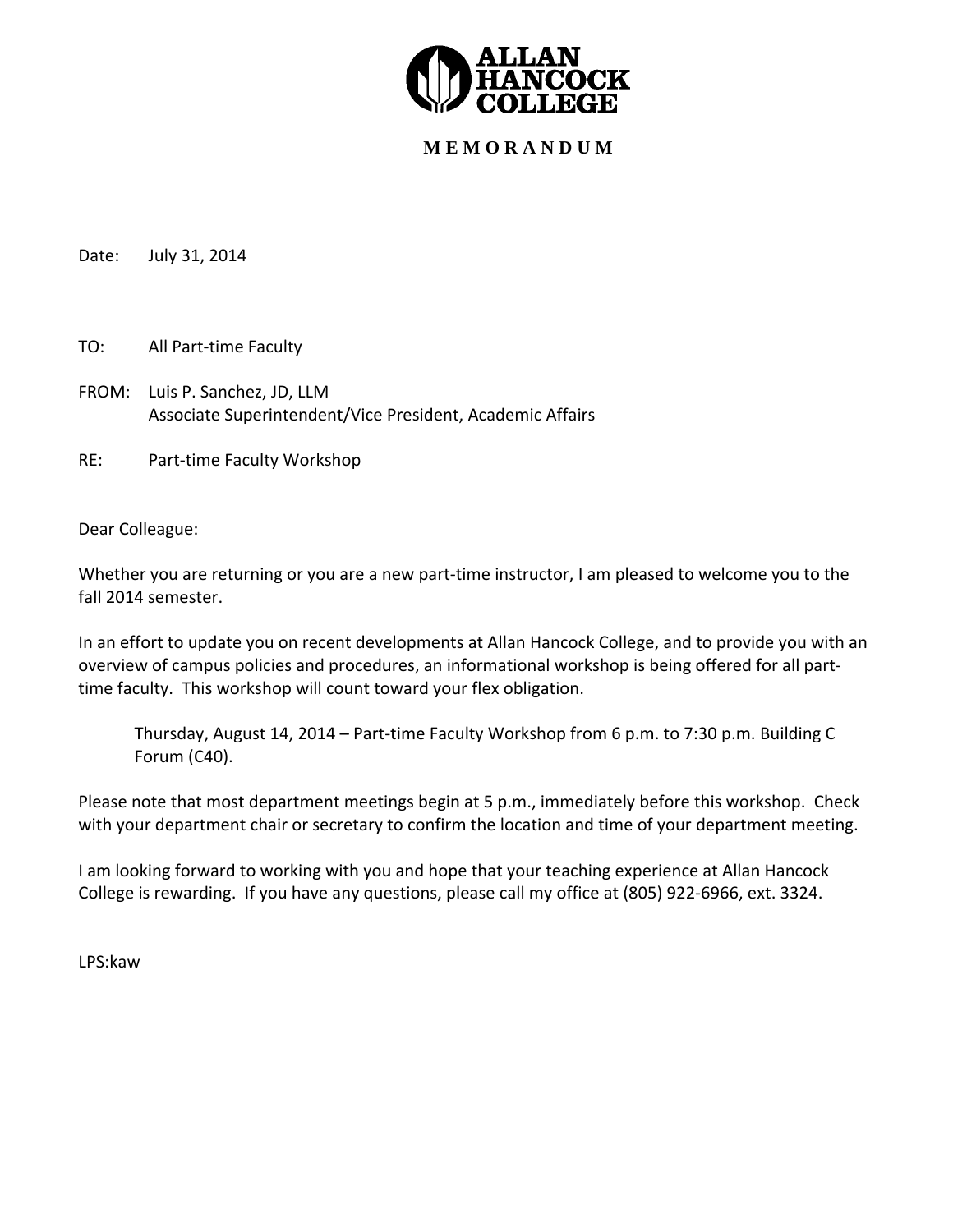**ALLAN HANCOCK COLLEGE**

**M E M O R A N D U M**

Date: July 31, 2014

TO: All Part-time Faculty

FROM: Luis P. Sanchez, JD, LLM
Associate Superintendent/Vice President, Academic Affairs

RE: Part-time Faculty Workshop

Dear Colleague:

Whether you are returning or you are a new part-time instructor, I am pleased to welcome you to the fall 2014 semester.

In an effort to update you on recent developments at Allan Hancock College, and to provide you with an overview of campus policies and procedures, an informational workshop is being offered for all part-time faculty. This workshop will count toward your flex obligation.

> Thursday, August 14, 2014 – Part-time Faculty Workshop from 6 p.m. to 7:30 p.m. Building C Forum (C40).

Please note that most department meetings begin at 5 p.m., immediately before this workshop. Check with your department chair or secretary to confirm the location and time of your department meeting.

I am looking forward to working with you and hope that your teaching experience at Allan Hancock College is rewarding. If you have any questions, please call my office at (805) 922-6966, ext. 3324.

LPS:kaw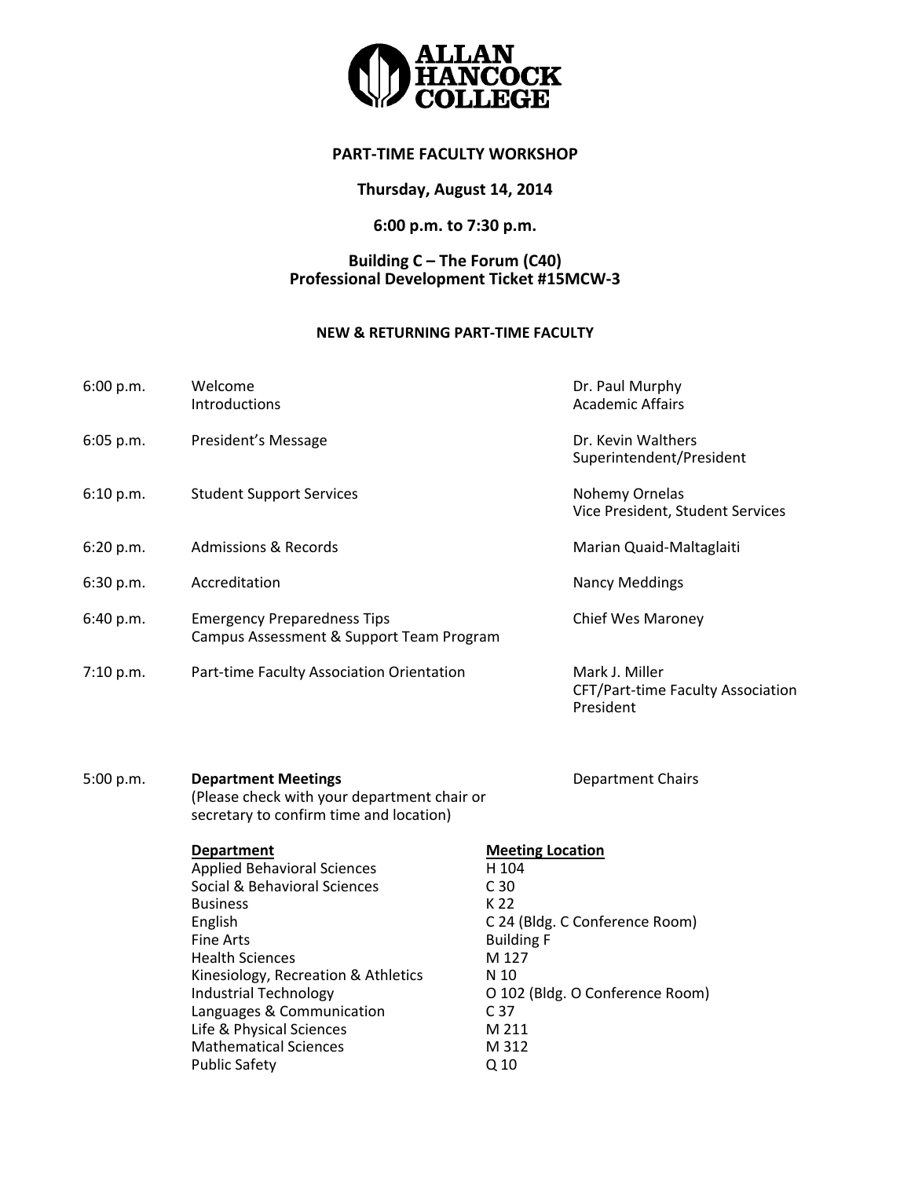**ALLAN HANCOCK COLLEGE**

## PART-TIME FACULTY WORKSHOP

**Thursday, August 14, 2014**

**6:00 p.m. to 7:30 p.m.**

**Building C – The Forum (C40)**
**Professional Development Ticket #15MCW-3**

### NEW & RETURNING PART-TIME FACULTY

| | | |
|---|---|---|
| 6:00 p.m. | Welcome<br>Introductions | Dr. Paul Murphy<br>Academic Affairs |
| 6:05 p.m. | President's Message | Dr. Kevin Walthers<br>Superintendent/President |
| 6:10 p.m. | Student Support Services | Nohemy Ornelas<br>Vice President, Student Services |
| 6:20 p.m. | Admissions & Records | Marian Quaid-Maltaglaiti |
| 6:30 p.m. | Accreditation | Nancy Meddings |
| 6:40 p.m. | Emergency Preparedness Tips<br>Campus Assessment & Support Team Program | Chief Wes Maroney |
| 7:10 p.m. | Part-time Faculty Association Orientation | Mark J. Miller<br>CFT/Part-time Faculty Association President |
| 5:00 p.m. | **Department Meetings**<br>(Please check with your department chair or secretary to confirm time and location) | Department Chairs |

| Department | Meeting Location |
|---|---|
| Applied Behavioral Sciences | H 104 |
| Social & Behavioral Sciences | C 30 |
| Business | K 22 |
| English | C 24 (Bldg. C Conference Room) |
| Fine Arts | Building F |
| Health Sciences | M 127 |
| Kinesiology, Recreation & Athletics | N 10 |
| Industrial Technology | O 102 (Bldg. O Conference Room) |
| Languages & Communication | C 37 |
| Life & Physical Sciences | M 211 |
| Mathematical Sciences | M 312 |
| Public Safety | Q 10 |